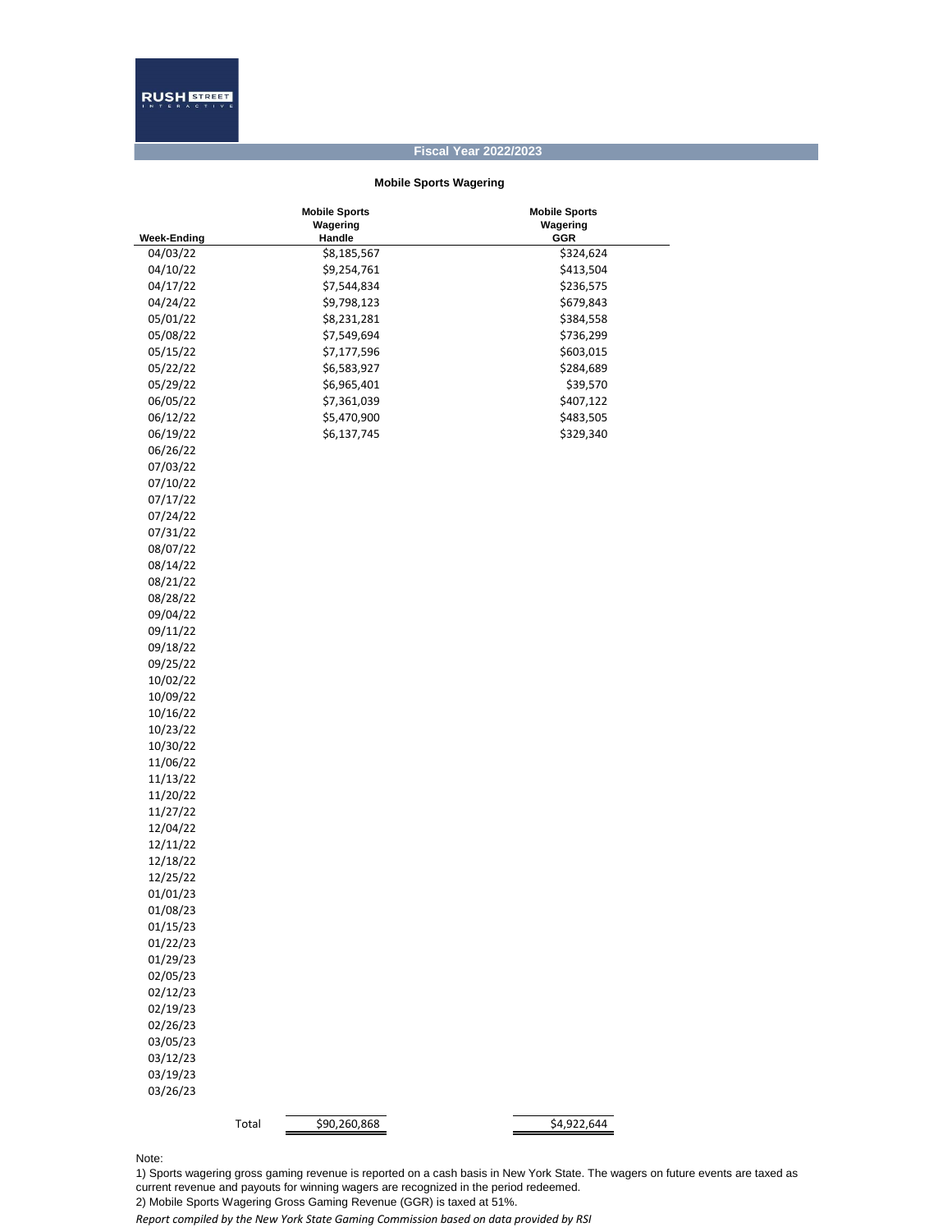RUSH STREET INTERACTIVE

## Fiscal Year 2022/2023

### Mobile Sports Wagering

| Week-Ending | Mobile Sports Wagering Handle | Mobile Sports Wagering GGR |
|---|---|---|
| 04/03/22 | $8,185,567 | $324,624 |
| 04/10/22 | $9,254,761 | $413,504 |
| 04/17/22 | $7,544,834 | $236,575 |
| 04/24/22 | $9,798,123 | $679,843 |
| 05/01/22 | $8,231,281 | $384,558 |
| 05/08/22 | $7,549,694 | $736,299 |
| 05/15/22 | $7,177,596 | $603,015 |
| 05/22/22 | $6,583,927 | $284,689 |
| 05/29/22 | $6,965,401 | $39,570 |
| 06/05/22 | $7,361,039 | $407,122 |
| 06/12/22 | $5,470,900 | $483,505 |
| 06/19/22 | $6,137,745 | $329,340 |
| 06/26/22 | | |
| 07/03/22 | | |
| 07/10/22 | | |
| 07/17/22 | | |
| 07/24/22 | | |
| 07/31/22 | | |
| 08/07/22 | | |
| 08/14/22 | | |
| 08/21/22 | | |
| 08/28/22 | | |
| 09/04/22 | | |
| 09/11/22 | | |
| 09/18/22 | | |
| 09/25/22 | | |
| 10/02/22 | | |
| 10/09/22 | | |
| 10/16/22 | | |
| 10/23/22 | | |
| 10/30/22 | | |
| 11/06/22 | | |
| 11/13/22 | | |
| 11/20/22 | | |
| 11/27/22 | | |
| 12/04/22 | | |
| 12/11/22 | | |
| 12/18/22 | | |
| 12/25/22 | | |
| 01/01/23 | | |
| 01/08/23 | | |
| 01/15/23 | | |
| 01/22/23 | | |
| 01/29/23 | | |
| 02/05/23 | | |
| 02/12/23 | | |
| 02/19/23 | | |
| 02/26/23 | | |
| 03/05/23 | | |
| 03/12/23 | | |
| 03/19/23 | | |
| 03/26/23 | | |
| Total | $90,260,868 | $4,922,644 |

Note:

1) Sports wagering gross gaming revenue is reported on a cash basis in New York State. The wagers on future events are taxed as current revenue and payouts for winning wagers are recognized in the period redeemed.

2) Mobile Sports Wagering Gross Gaming Revenue (GGR) is taxed at 51%.

*Report compiled by the New York State Gaming Commission based on data provided by RSI*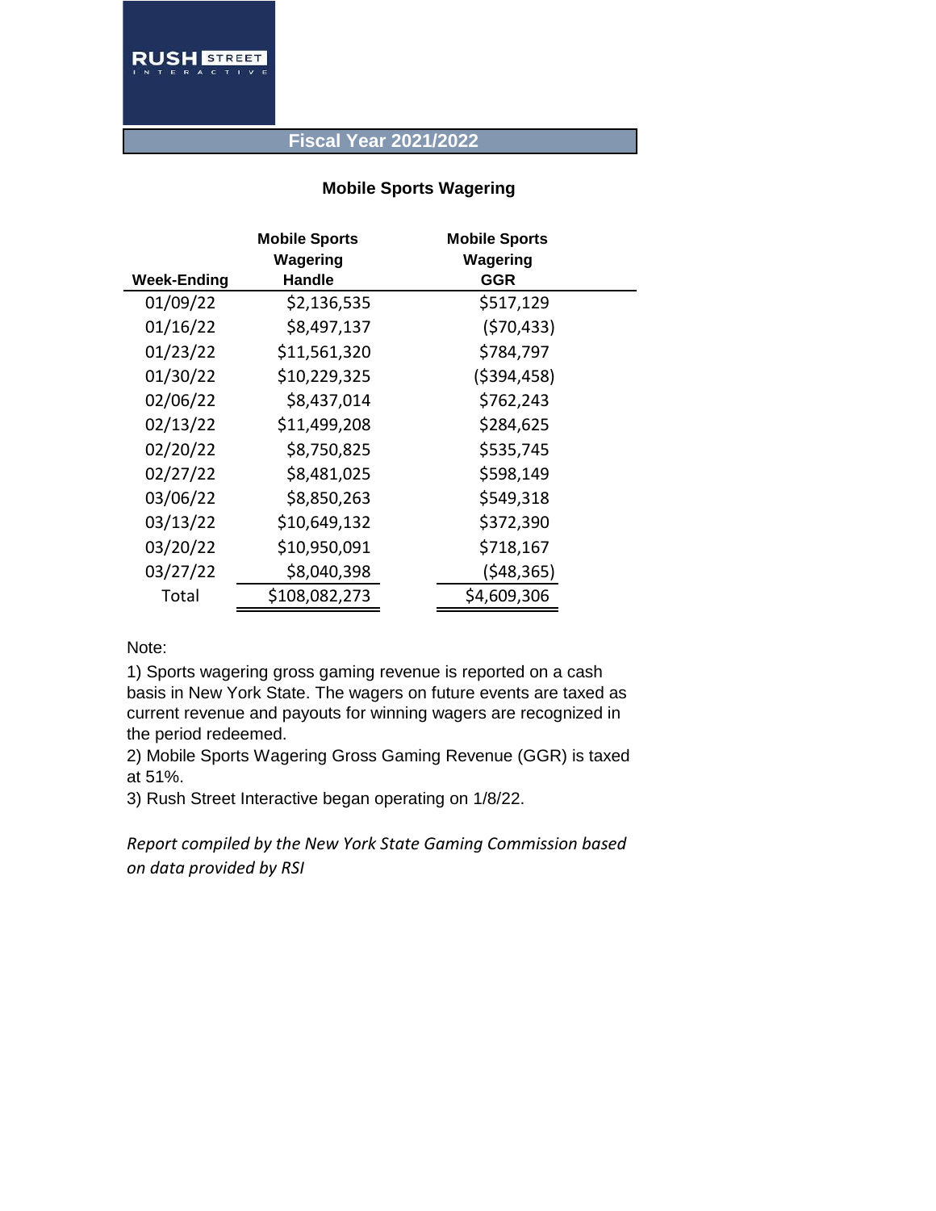RUSH STREET INTERACTIVE

## Fiscal Year 2021/2022

### Mobile Sports Wagering

| Week-Ending | Mobile Sports Wagering Handle | Mobile Sports Wagering GGR |
|---|---|---|
| 01/09/22 | $2,136,535 | $517,129 |
| 01/16/22 | $8,497,137 | ($70,433) |
| 01/23/22 | $11,561,320 | $784,797 |
| 01/30/22 | $10,229,325 | ($394,458) |
| 02/06/22 | $8,437,014 | $762,243 |
| 02/13/22 | $11,499,208 | $284,625 |
| 02/20/22 | $8,750,825 | $535,745 |
| 02/27/22 | $8,481,025 | $598,149 |
| 03/06/22 | $8,850,263 | $549,318 |
| 03/13/22 | $10,649,132 | $372,390 |
| 03/20/22 | $10,950,091 | $718,167 |
| 03/27/22 | $8,040,398 | ($48,365) |
| Total | $108,082,273 | $4,609,306 |

Note:

1) Sports wagering gross gaming revenue is reported on a cash basis in New York State. The wagers on future events are taxed as current revenue and payouts for winning wagers are recognized in the period redeemed.

2) Mobile Sports Wagering Gross Gaming Revenue (GGR) is taxed at 51%.

3) Rush Street Interactive began operating on 1/8/22.

*Report compiled by the New York State Gaming Commission based on data provided by RSI*